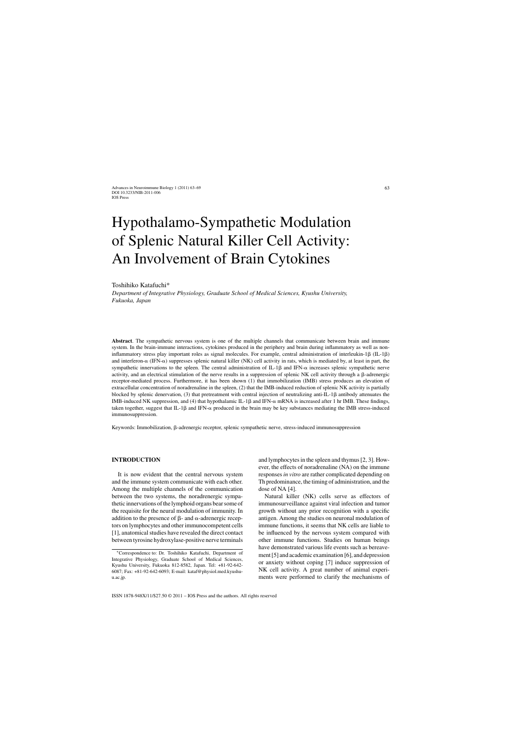# Hypothalamo-Sympathetic Modulation of Splenic Natural Killer Cell Activity: An Involvement of Brain Cytokines

Toshihiko Katafuchi*

*Department of Integrative Physiology, Graduate School of Medical Sciences, Kyushu University, Fukuoka, Japan*

**Abstract**. The sympathetic nervous system is one of the multiple channels that communicate between brain and immune system. In the brain-immune interactions, cytokines produced in the periphery and brain during inflammatory as well as non-inflammatory stress play important roles as signal molecules. For example, central administration of interleukin-1β (IL-1β) and interferon-α (IFN-α) suppresses splenic natural killer (NK) cell activity in rats, which is mediated by, at least in part, the sympathetic innervations to the spleen. The central administration of IL-1β and IFN-α increases splenic sympathetic nerve activity, and an electrical stimulation of the nerve results in a suppression of splenic NK cell activity through a β-adrenergic receptor-mediated process. Furthermore, it has been shown (1) that immobilization (IMB) stress produces an elevation of extracellular concentration of noradrenaline in the spleen, (2) that the IMB-induced reduction of splenic NK activity is partially blocked by splenic denervation, (3) that pretreatment with central injection of neutralizing anti-IL-1β antibody attenuates the IMB-induced NK suppression, and (4) that hypothalamic IL-1β and IFN-α mRNA is increased after 1 hr IMB. These findings, taken together, suggest that IL-1β and IFN-α produced in the brain may be key substances mediating the IMB stress-induced immunosuppression.

Keywords: Immobilization, β-adrenergic receptor, splenic sympathetic nerve, stress-induced immunosuppression

## INTRODUCTION

It is now evident that the central nervous system and the immune system communicate with each other. Among the multiple channels of the communication between the two systems, the noradrenergic sympathetic innervations of the lymphoid organs bear some of the requisite for the neural modulation of immunity. In addition to the presence of β- and α-adrenergic receptors on lymphocytes and other immunocompetent cells [1], anatomical studies have revealed the direct contact between tyrosine hydroxylase-positive nerve terminals and lymphocytes in the spleen and thymus [2, 3]. However, the effects of noradrenaline (NA) on the immune responses *in vitro* are rather complicated depending on Th predominance, the timing of administration, and the dose of NA [4].

Natural killer (NK) cells serve as effectors of immunosurveillance against viral infection and tumor growth without any prior recognition with a specific antigen. Among the studies on neuronal modulation of immune functions, it seems that NK cells are liable to be influenced by the nervous system compared with other immune functions. Studies on human beings have demonstrated various life events such as bereavement [5] and academic examination [6], and depression or anxiety without coping [7] induce suppression of NK cell activity. A great number of animal experiments were performed to clarify the mechanisms of

*Correspondence to: Dr. Toshihiko Katafuchi, Department of Integrative Physiology, Graduate School of Medical Sciences, Kyushu University, Fukuoka 812-8582, Japan. Tel: +81-92-642-6087; Fax: +81-92-642-6093; E-mail: kataf@physiol.med.kyushu-u.ac.jp.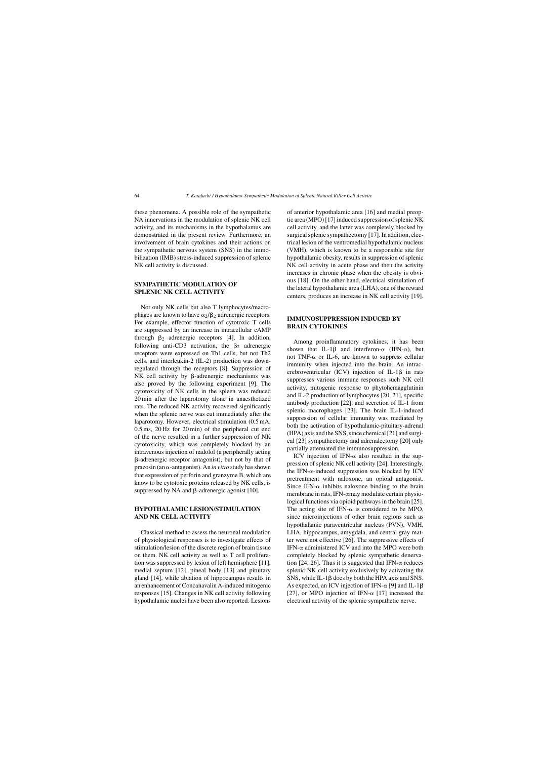these phenomena. A possible role of the sympathetic NA innervations in the modulation of splenic NK cell activity, and its mechanisms in the hypothalamus are demonstrated in the present review. Furthermore, an involvement of brain cytokines and their actions on the sympathetic nervous system (SNS) in the immobilization (IMB) stress-induced suppression of splenic NK cell activity is discussed.

## SYMPATHETIC MODULATION OF SPLENIC NK CELL ACTIVITY

Not only NK cells but also T lymphocytes/macrophages are known to have $\alpha_2/\beta_2$ adrenergic receptors. For example, effector function of cytotoxic T cells are suppressed by an increase in intracellular cAMP through $\beta_2$ adrenergic receptors [4]. In addition, following anti-CD3 activation, the $\beta_2$ adrenergic receptors were expressed on Th1 cells, but not Th2 cells, and interleukin-2 (IL-2) production was downregulated through the receptors [8]. Suppression of NK cell activity by β-adrenergic mechanisms was also proved by the following experiment [9]. The cytotoxicity of NK cells in the spleen was reduced 20 min after the laparotomy alone in anaesthetized rats. The reduced NK activity recovered significantly when the splenic nerve was cut immediately after the laparotomy. However, electrical stimulation (0.5 mA, 0.5 ms, 20 Hz for 20 min) of the peripheral cut end of the nerve resulted in a further suppression of NK cytotoxicity, which was completely blocked by an intravenous injection of nadolol (a peripherally acting β-adrenergic receptor antagonist), but not by that of prazosin (an α-antagonist). An *in vitro* study has shown that expression of perforin and granzyme B, which are know to be cytotoxic proteins released by NK cells, is suppressed by NA and β-adrenergic agonist [10].

## HYPOTHALAMIC LESION/STIMULATION AND NK CELL ACTIVITY

Classical method to assess the neuronal modulation of physiological responses is to investigate effects of stimulation/lesion of the discrete region of brain tissue on them. NK cell activity as well as T cell proliferation was suppressed by lesion of left hemisphere [11], medial septum [12], pineal body [13] and pituitary gland [14], while ablation of hippocampus results in an enhancement of Concanavalin A-induced mitogenic responses [15]. Changes in NK cell activity following hypothalamic nuclei have been also reported. Lesions of anterior hypothalamic area [16] and medial preoptic area (MPO) [17] induced suppression of splenic NK cell activity, and the latter was completely blocked by surgical splenic sympathectomy [17]. In addition, electrical lesion of the ventromedial hypothalamic nucleus (VMH), which is known to be a responsible site for hypothalamic obesity, results in suppression of splenic NK cell activity in acute phase and then the activity increases in chronic phase when the obesity is obvious [18]. On the other hand, electrical stimulation of the lateral hypothalamic area (LHA), one of the reward centers, produces an increase in NK cell activity [19].

## IMMUNOSUPPRESSION INDUCED BY BRAIN CYTOKINES

Among proinflammatory cytokines, it has been shown that IL-1β and interferon-α (IFN-α), but not TNF-α or IL-6, are known to suppress cellular immunity when injected into the brain. An intracerebroventricular (ICV) injection of IL-1β in rats suppresses various immune responses such NK cell activity, mitogenic response to phytohemagglutinin and IL-2 production of lymphocytes [20, 21], specific antibody production [22], and secretion of IL-1 from splenic macrophages [23]. The brain IL-1-induced suppression of cellular immunity was mediated by both the activation of hypothalamic-pituitary-adrenal (HPA) axis and the SNS, since chemical [21] and surgical [23] sympathectomy and adrenalectomy [20] only partially attenuated the immunosuppression.

ICV injection of IFN-α also resulted in the suppression of splenic NK cell activity [24]. Interestingly, the IFN-α-induced suppression was blocked by ICV pretreatment with naloxone, an opioid antagonist. Since IFN-α inhibits naloxone binding to the brain membrane in rats, IFN-αmay modulate certain physiological functions via opioid pathways in the brain [25]. The acting site of IFN-α is considered to be MPO, since microinjections of other brain regions such as hypothalamic paraventricular nucleus (PVN), VMH, LHA, hippocampus, amygdala, and central gray matter were not effective [26]. The suppressive effects of IFN-α administered ICV and into the MPO were both completely blocked by splenic sympathetic denervation [24, 26]. Thus it is suggested that IFN-α reduces splenic NK cell activity exclusively by activating the SNS, while IL-1β does by both the HPA axis and SNS. As expected, an ICV injection of IFN-α [9] and IL-1β [27], or MPO injection of IFN-α [17] increased the electrical activity of the splenic sympathetic nerve.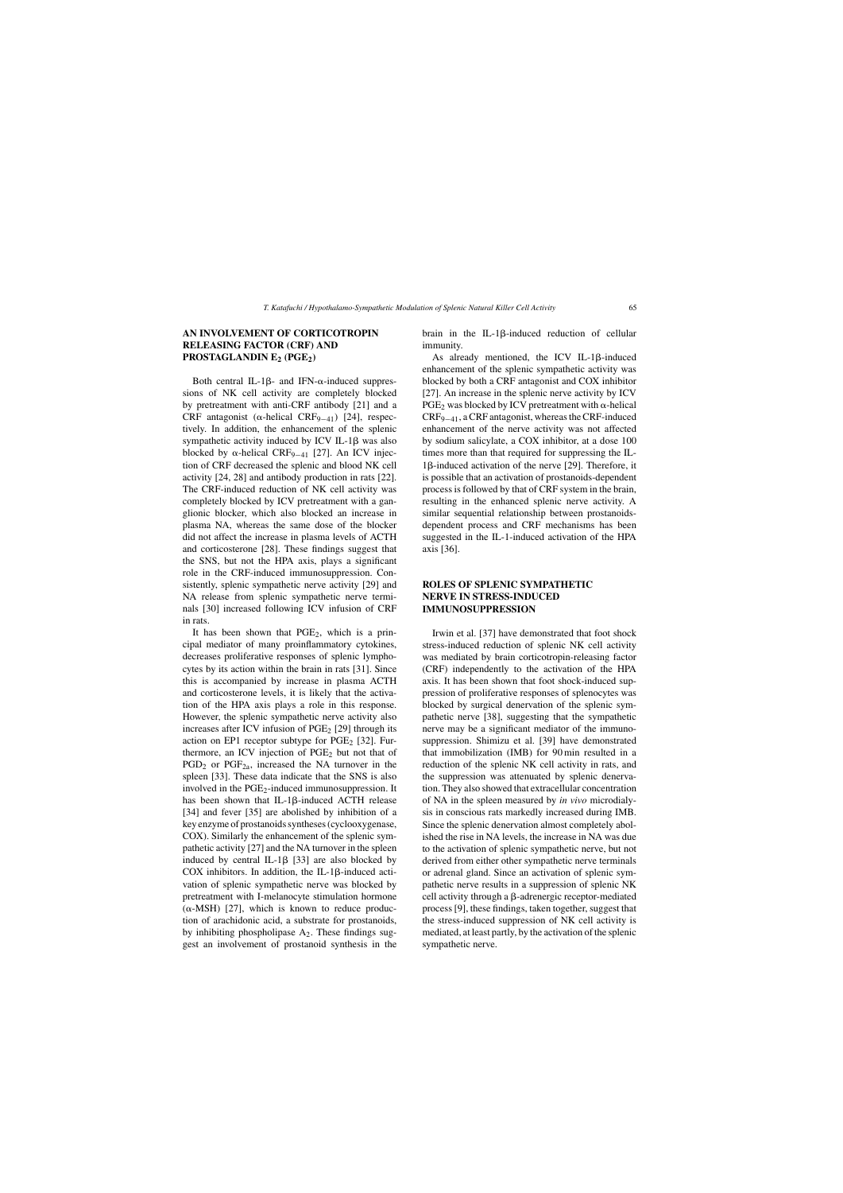## AN INVOLVEMENT OF CORTICOTROPIN RELEASING FACTOR (CRF) AND PROSTAGLANDIN $E_2$ ($PGE_2$)

Both central IL-1β- and IFN-α-induced suppressions of NK cell activity are completely blocked by pretreatment with anti-CRF antibody [21] and a CRF antagonist (α-helical $CRF_{9-41}$) [24], respectively. In addition, the enhancement of the splenic sympathetic activity induced by ICV IL-1β was also blocked by α-helical $CRF_{9-41}$ [27]. An ICV injection of CRF decreased the splenic and blood NK cell activity [24, 28] and antibody production in rats [22]. The CRF-induced reduction of NK cell activity was completely blocked by ICV pretreatment with a ganglionic blocker, which also blocked an increase in plasma NA, whereas the same dose of the blocker did not affect the increase in plasma levels of ACTH and corticosterone [28]. These findings suggest that the SNS, but not the HPA axis, plays a significant role in the CRF-induced immunosuppression. Consistently, splenic sympathetic nerve activity [29] and NA release from splenic sympathetic nerve terminals [30] increased following ICV infusion of CRF in rats.

It has been shown that $PGE_2$, which is a principal mediator of many proinflammatory cytokines, decreases proliferative responses of splenic lymphocytes by its action within the brain in rats [31]. Since this is accompanied by increase in plasma ACTH and corticosterone levels, it is likely that the activation of the HPA axis plays a role in this response. However, the splenic sympathetic nerve activity also increases after ICV infusion of $PGE_2$ [29] through its action on EP1 receptor subtype for $PGE_2$ [32]. Furthermore, an ICV injection of $PGE_2$ but not that of $PGD_2$ or $PGF_{2a}$, increased the NA turnover in the spleen [33]. These data indicate that the SNS is also involved in the $PGE_2$-induced immunosuppression. It has been shown that IL-1β-induced ACTH release [34] and fever [35] are abolished by inhibition of a key enzyme of prostanoids syntheses (cyclooxygenase, COX). Similarly the enhancement of the splenic sympathetic activity [27] and the NA turnover in the spleen induced by central IL-1β [33] are also blocked by COX inhibitors. In addition, the IL-1β-induced activation of splenic sympathetic nerve was blocked by pretreatment with I-melanocyte stimulation hormone (α-MSH) [27], which is known to reduce production of arachidonic acid, a substrate for prostanoids, by inhibiting phospholipase $A_2$. These findings suggest an involvement of prostanoid synthesis in the brain in the IL-1β-induced reduction of cellular immunity.

As already mentioned, the ICV IL-1β-induced enhancement of the splenic sympathetic activity was blocked by both a CRF antagonist and COX inhibitor [27]. An increase in the splenic nerve activity by ICV $PGE_2$ was blocked by ICV pretreatment with α-helical $CRF_{9-41}$, a CRF antagonist, whereas the CRF-induced enhancement of the nerve activity was not affected by sodium salicylate, a COX inhibitor, at a dose 100 times more than that required for suppressing the IL-1β-induced activation of the nerve [29]. Therefore, it is possible that an activation of prostanoids-dependent process is followed by that of CRF system in the brain, resulting in the enhanced splenic nerve activity. A similar sequential relationship between prostanoids-dependent process and CRF mechanisms has been suggested in the IL-1-induced activation of the HPA axis [36].

## ROLES OF SPLENIC SYMPATHETIC NERVE IN STRESS-INDUCED IMMUNOSUPPRESSION

Irwin et al. [37] have demonstrated that foot shock stress-induced reduction of splenic NK cell activity was mediated by brain corticotropin-releasing factor (CRF) independently to the activation of the HPA axis. It has been shown that foot shock-induced suppression of proliferative responses of splenocytes was blocked by surgical denervation of the splenic sympathetic nerve [38], suggesting that the sympathetic nerve may be a significant mediator of the immunosuppression. Shimizu et al. [39] have demonstrated that immobilization (IMB) for 90 min resulted in a reduction of the splenic NK cell activity in rats, and the suppression was attenuated by splenic denervation. They also showed that extracellular concentration of NA in the spleen measured by *in vivo* microdialysis in conscious rats markedly increased during IMB. Since the splenic denervation almost completely abolished the rise in NA levels, the increase in NA was due to the activation of splenic sympathetic nerve, but not derived from either other sympathetic nerve terminals or adrenal gland. Since an activation of splenic sympathetic nerve results in a suppression of splenic NK cell activity through a β-adrenergic receptor-mediated process [9], these findings, taken together, suggest that the stress-induced suppression of NK cell activity is mediated, at least partly, by the activation of the splenic sympathetic nerve.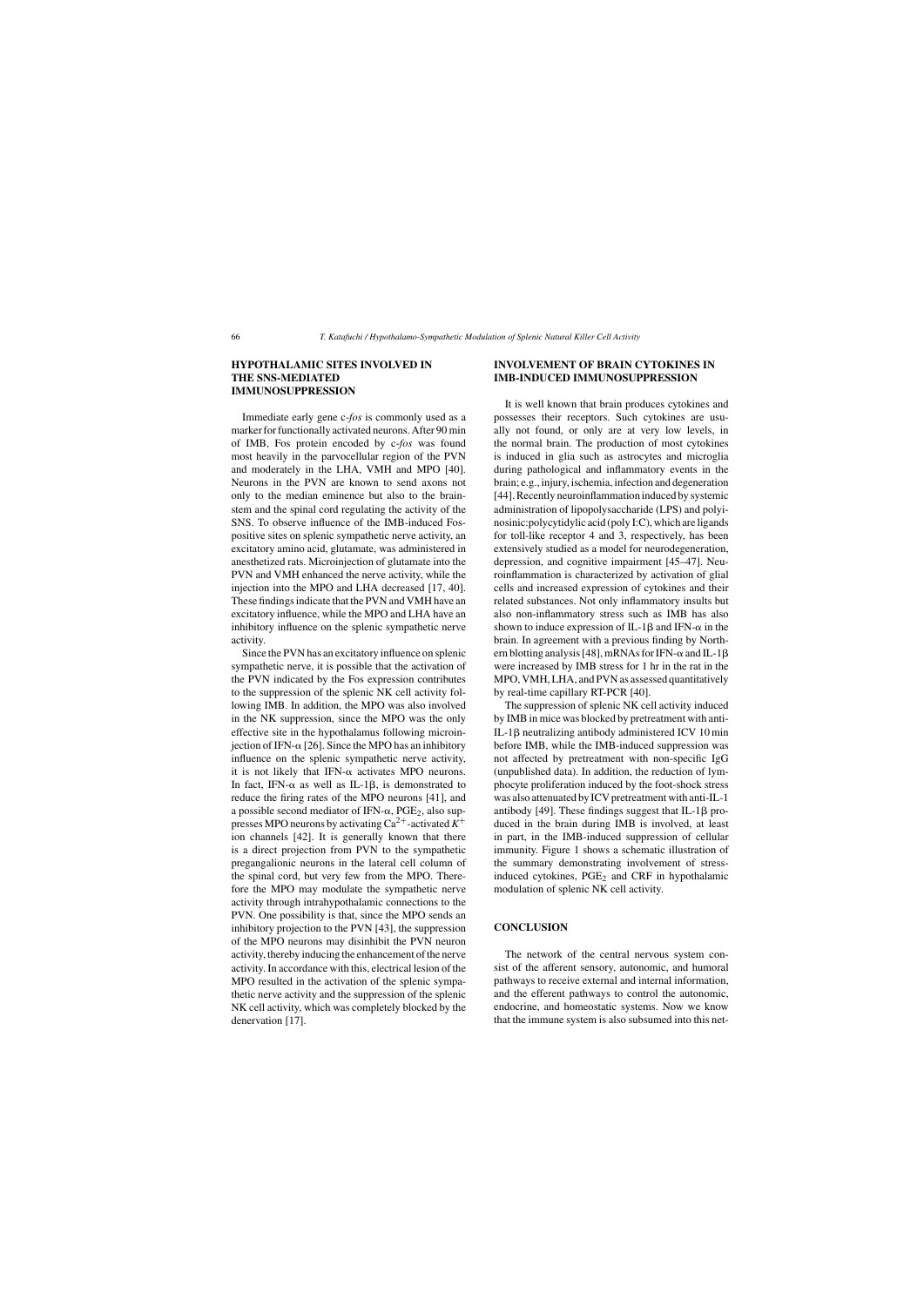## HYPOTHALAMIC SITES INVOLVED IN THE SNS-MEDIATED IMMUNOSUPPRESSION

Immediate early gene c-*fos* is commonly used as a marker for functionally activated neurons. After 90 min of IMB, Fos protein encoded by c-*fos* was found most heavily in the parvocellular region of the PVN and moderately in the LHA, VMH and MPO [40]. Neurons in the PVN are known to send axons not only to the median eminence but also to the brainstem and the spinal cord regulating the activity of the SNS. To observe influence of the IMB-induced Fos-positive sites on splenic sympathetic nerve activity, an excitatory amino acid, glutamate, was administered in anesthetized rats. Microinjection of glutamate into the PVN and VMH enhanced the nerve activity, while the injection into the MPO and LHA decreased [17, 40]. These findings indicate that the PVN and VMH have an excitatory influence, while the MPO and LHA have an inhibitory influence on the splenic sympathetic nerve activity.

Since the PVN has an excitatory influence on splenic sympathetic nerve, it is possible that the activation of the PVN indicated by the Fos expression contributes to the suppression of the splenic NK cell activity following IMB. In addition, the MPO was also involved in the NK suppression, since the MPO was the only effective site in the hypothalamus following microinjection of IFN-$\alpha$ [26]. Since the MPO has an inhibitory influence on the splenic sympathetic nerve activity, it is not likely that IFN-$\alpha$ activates MPO neurons. In fact, IFN-$\alpha$ as well as IL-1$\beta$, is demonstrated to reduce the firing rates of the MPO neurons [41], and a possible second mediator of IFN-$\alpha$, $PGE_2$, also suppresses MPO neurons by activating $Ca^{2+}$-activated $K^+$ ion channels [42]. It is generally known that there is a direct projection from PVN to the sympathetic preganglionic neurons in the lateral cell column of the spinal cord, but very few from the MPO. Therefore the MPO may modulate the sympathetic nerve activity through intrahypothalamic connections to the PVN. One possibility is that, since the MPO sends an inhibitory projection to the PVN [43], the suppression of the MPO neurons may disinhibit the PVN neuron activity, thereby inducing the enhancement of the nerve activity. In accordance with this, electrical lesion of the MPO resulted in the activation of the splenic sympathetic nerve activity and the suppression of the splenic NK cell activity, which was completely blocked by the denervation [17].

## INVOLVEMENT OF BRAIN CYTOKINES IN IMB-INDUCED IMMUNOSUPPRESSION

It is well known that brain produces cytokines and possesses their receptors. Such cytokines are usually not found, or only are at very low levels, in the normal brain. The production of most cytokines is induced in glia such as astrocytes and microglia during pathological and inflammatory events in the brain; e.g., injury, ischemia, infection and degeneration [44]. Recently neuroinflammation induced by systemic administration of lipopolysaccharide (LPS) and polyinosinic:polycytidylic acid (poly I:C), which are ligands for toll-like receptor 4 and 3, respectively, has been extensively studied as a model for neurodegeneration, depression, and cognitive impairment [45–47]. Neuroinflammation is characterized by activation of glial cells and increased expression of cytokines and their related substances. Not only inflammatory insults but also non-inflammatory stress such as IMB has also shown to induce expression of IL-1$\beta$ and IFN-$\alpha$ in the brain. In agreement with a previous finding by Northern blotting analysis [48], mRNAs for IFN-$\alpha$ and IL-1$\beta$ were increased by IMB stress for 1 hr in the rat in the MPO, VMH, LHA, and PVN as assessed quantitatively by real-time capillary RT-PCR [40].

The suppression of splenic NK cell activity induced by IMB in mice was blocked by pretreatment with anti-IL-1$\beta$ neutralizing antibody administered ICV 10 min before IMB, while the IMB-induced suppression was not affected by pretreatment with non-specific IgG (unpublished data). In addition, the reduction of lymphocyte proliferation induced by the foot-shock stress was also attenuated by ICV pretreatment with anti-IL-1 antibody [49]. These findings suggest that IL-1$\beta$ produced in the brain during IMB is involved, at least in part, in the IMB-induced suppression of cellular immunity. Figure 1 shows a schematic illustration of the summary demonstrating involvement of stress-induced cytokines, $PGE_2$ and CRF in hypothalamic modulation of splenic NK cell activity.

## CONCLUSION

The network of the central nervous system consist of the afferent sensory, autonomic, and humoral pathways to receive external and internal information, and the efferent pathways to control the autonomic, endocrine, and homeostatic systems. Now we know that the immune system is also subsumed into this net-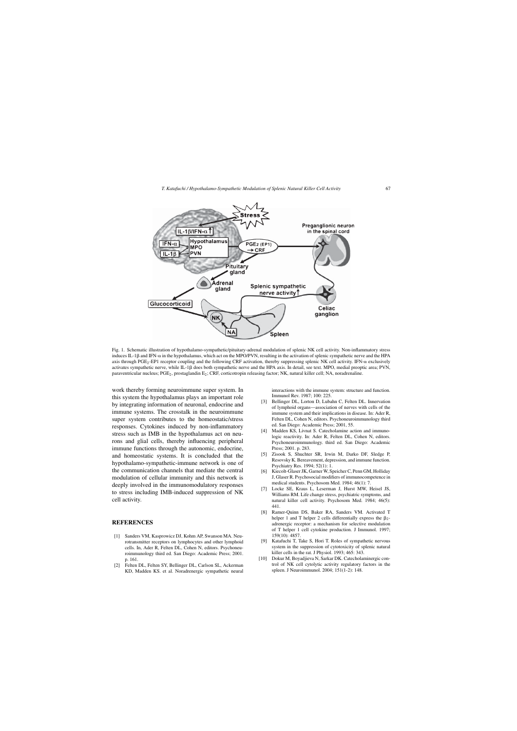Fig. 1. Schematic illustration of hypothalamo-sympathetic/pituitary-adrenal modulation of splenic NK cell activity. Non-inflammatory stress induces IL-1β and IFN-α in the hypothalamus, which act on the MPO/PVN, resulting in the activation of splenic sympathetic nerve and the HPA axis through $PGE_2$-EP1 receptor coupling and the following CRF activation, thereby suppressing splenic NK cell activity. IFN-α exclusively activates sympathetic nerve, while IL-1β does both sympathetic nerve and the HPA axis. In detail, see text. MPO, medial preoptic area; PVN, paraventricular nucleus; $PGE_2$, prostaglandin $E_2$; CRF, corticotropin releasing factor; NK, natural killer cell; NA, noradrenaline.

work thereby forming neuroimmune super system. In this system the hypothalamus plays an important role by integrating information of neuronal, endocrine and immune systems. The crosstalk in the neuroimmune super system contributes to the homeostatic/stress responses. Cytokines induced by non-inflammatory stress such as IMB in the hypothalamus act on neurons and glial cells, thereby influencing peripheral immune functions through the autonomic, endocrine, and homeostatic systems. It is concluded that the hypothalamo-sympathetic-immune network is one of the communication channels that mediate the central modulation of cellular immunity and this network is deeply involved in the immunomodulatory responses to stress including IMB-induced suppression of NK cell activity.

## REFERENCES

[1] Sanders VM, Kasprowicz DJ, Kohm AP, Swanson MA. Neurotransmitter receptors on lymphocytes and other lymphoid cells. In. Ader R, Felten DL, Cohen N, editors. Psychoneuroimmunology third ed. San Diego: Academic Press; 2001. p. 161.

[2] Felten DL, Felten SY, Bellinger DL, Carlson SL, Ackerman KD, Madden KS. et al. Noradrenergic sympathetic neural interactions with the immune system: structure and function. Immunol Rev. 1987; 100: 225.

[3] Bellinger DL, Lorton D, Lubahn C, Felten DL. Innervation of lymphoid organs—association of nerves with cells of the immune system and their implications in disease. In: Ader R, Felten DL, Cohen N, editors. Psychoneuroimmunology third ed. San Diego: Academic Press; 2001, 55.

[4] Madden KS, Livnat S. Catecholamine action and immunologic reactivity. In: Ader R, Felten DL, Cohen N, editors. Psychoneuroimmunology. third ed. San Diego: Academic Press; 2001. p. 283.

[5] Zisook S, Shuchter SR, Irwin M, Darko DF, Sledge P, Resovsky K. Bereavement, depression, and immune function. Psychiatry Res. 1994; 52(1): 1.

[6] Kiecolt-Glaser JK, Garner W, Speicher C, Penn GM, Holliday J, Glaser R. Psychosocial modifiers of immunocompetence in medical students. Psychosom Med. 1984; 46(1): 7.

[7] Locke SE, Kraus L, Leserman J, Hurst MW, Heisel JS, Williams RM. Life change stress, psychiatric symptoms, and natural killer cell activity. Psychosom Med. 1984; 46(5): 441.

[8] Ramer-Quinn DS, Baker RA, Sanders VM. Activated T helper 1 and T helper 2 cells differentially express the $\beta_2$-adrenergic receptor: a mechanism for selective modulation of T helper 1 cell cytokine production. J Immunol. 1997; 159(10): 4857.

[9] Katafuchi T, Take S, Hori T. Roles of sympathetic nervous system in the suppression of cytotoxicity of splenic natural killer cells in the rat. J Physiol. 1993; 465: 343.

[10] Dokur M, Boyadjieva N, Sarkar DK. Catecholaminergic control of NK cell cytolytic activity regulatory factors in the spleen. J Neuroimmunol. 2004; 151(1-2): 148.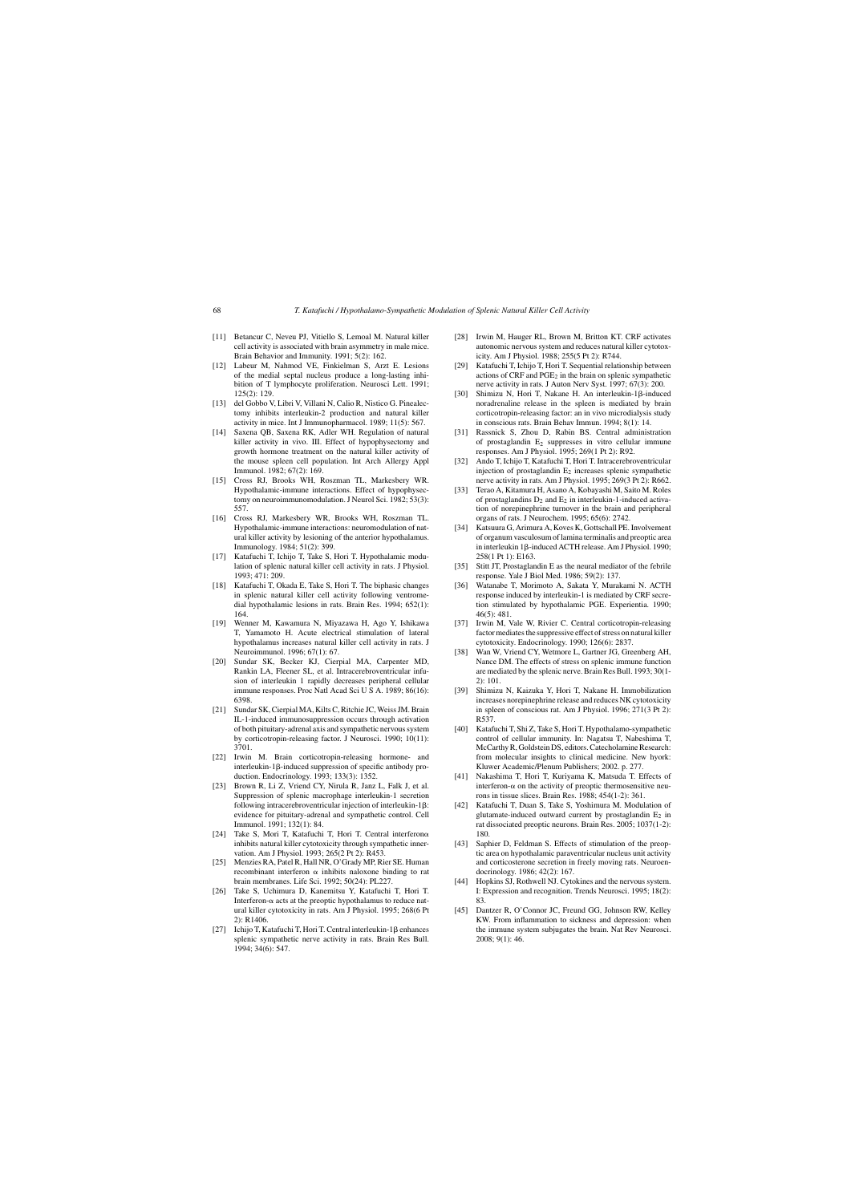[11] Betancur C, Neveu PJ, Vitiello S, Lemoal M. Natural killer cell activity is associated with brain asymmetry in male mice. Brain Behavior and Immunity. 1991; 5(2): 162.

[12] Labeur M, Nahmod VE, Finkielman S, Arzt E. Lesions of the medial septal nucleus produce a long-lasting inhibition of T lymphocyte proliferation. Neurosci Lett. 1991; 125(2): 129.

[13] del Gobbo V, Libri V, Villani N, Calio R, Nistico G. Pinealectomy inhibits interleukin-2 production and natural killer activity in mice. Int J Immunopharmacol. 1989; 11(5): 567.

[14] Saxena QB, Saxena RK, Adler WH. Regulation of natural killer activity in vivo. III. Effect of hypophysectomy and growth hormone treatment on the natural killer activity of the mouse spleen cell population. Int Arch Allergy Appl Immunol. 1982; 67(2): 169.

[15] Cross RJ, Brooks WH, Roszman TL, Markesbery WR. Hypothalamic-immune interactions. Effect of hypophysectomy on neuroimmunomodulation. J Neurol Sci. 1982; 53(3): 557.

[16] Cross RJ, Markesbery WR, Brooks WH, Roszman TL. Hypothalamic-immune interactions: neuromodulation of natural killer activity by lesioning of the anterior hypothalamus. Immunology. 1984; 51(2): 399.

[17] Katafuchi T, Ichijo T, Take S, Hori T. Hypothalamic modulation of splenic natural killer cell activity in rats. J Physiol. 1993; 471: 209.

[18] Katafuchi T, Okada E, Take S, Hori T. The biphasic changes in splenic natural killer cell activity following ventromedial hypothalamic lesions in rats. Brain Res. 1994; 652(1): 164.

[19] Wenner M, Kawamura N, Miyazawa H, Ago Y, Ishikawa T, Yamamoto H. Acute electrical stimulation of lateral hypothalamus increases natural killer cell activity in rats. J Neuroimmunol. 1996; 67(1): 67.

[20] Sundar SK, Becker KJ, Cierpial MA, Carpenter MD, Rankin LA, Fleener SL, et al. Intracerebroventricular infusion of interleukin 1 rapidly decreases peripheral cellular immune responses. Proc Natl Acad Sci U S A. 1989; 86(16): 6398.

[21] Sundar SK, Cierpial MA, Kilts C, Ritchie JC, Weiss JM. Brain IL-1-induced immunosuppression occurs through activation of both pituitary-adrenal axis and sympathetic nervous system by corticotropin-releasing factor. J Neurosci. 1990; 10(11): 3701.

[22] Irwin M. Brain corticotropin-releasing hormone- and interleukin-1β-induced suppression of specific antibody production. Endocrinology. 1993; 133(3): 1352.

[23] Brown R, Li Z, Vriend CY, Nirula R, Janz L, Falk J, et al. Suppression of splenic macrophage interleukin-1 secretion following intracerebroventricular injection of interleukin-1β: evidence for pituitary-adrenal and sympathetic control. Cell Immunol. 1991; 132(1): 84.

[24] Take S, Mori T, Katafuchi T, Hori T. Central interferonα inhibits natural killer cytotoxicity through sympathetic innervation. Am J Physiol. 1993; 265(2 Pt 2): R453.

[25] Menzies RA, Patel R, Hall NR, O'Grady MP, Rier SE. Human recombinant interferon α inhibits naloxone binding to rat brain membranes. Life Sci. 1992; 50(24): PL227.

[26] Take S, Uchimura D, Kanemitsu Y, Katafuchi T, Hori T. Interferon-α acts at the preoptic hypothalamus to reduce natural killer cytotoxicity in rats. Am J Physiol. 1995; 268(6 Pt 2): R1406.

[27] Ichijo T, Katafuchi T, Hori T. Central interleukin-1β enhances splenic sympathetic nerve activity in rats. Brain Res Bull. 1994; 34(6): 547.

[28] Irwin M, Hauger RL, Brown M, Britton KT. CRF activates autonomic nervous system and reduces natural killer cytotoxicity. Am J Physiol. 1988; 255(5 Pt 2): R744.

[29] Katafuchi T, Ichijo T, Hori T. Sequential relationship between actions of CRF and $PGE_2$ in the brain on splenic sympathetic nerve activity in rats. J Auton Nerv Syst. 1997; 67(3): 200.

[30] Shimizu N, Hori T, Nakane H. An interleukin-1β-induced noradrenaline release in the spleen is mediated by brain corticotropin-releasing factor: an in vivo microdialysis study in conscious rats. Brain Behav Immun. 1994; 8(1): 14.

[31] Rassnick S, Zhou D, Rabin BS. Central administration of prostaglandin $E_2$ suppresses in vitro cellular immune responses. Am J Physiol. 1995; 269(1 Pt 2): R92.

[32] Ando T, Ichijo T, Katafuchi T, Hori T. Intracerebroventricular injection of prostaglandin $E_2$ increases splenic sympathetic nerve activity in rats. Am J Physiol. 1995; 269(3 Pt 2): R662.

[33] Terao A, Kitamura H, Asano A, Kobayashi M, Saito M. Roles of prostaglandins $D_2$ and $E_2$ in interleukin-1-induced activation of norepinephrine turnover in the brain and peripheral organs of rats. J Neurochem. 1995; 65(6): 2742.

[34] Katsuura G, Arimura A, Koves K, Gottschall PE. Involvement of organum vasculosum of lamina terminalis and preoptic area in interleukin 1β-induced ACTH release. Am J Physiol. 1990; 258(1 Pt 1): E163.

[35] Stitt JT, Prostaglandin E as the neural mediator of the febrile response. Yale J Biol Med. 1986; 59(2): 137.

[36] Watanabe T, Morimoto A, Sakata Y, Murakami N. ACTH response induced by interleukin-1 is mediated by CRF secretion stimulated by hypothalamic PGE. Experientia. 1990; 46(5): 481.

[37] Irwin M, Vale W, Rivier C. Central corticotropin-releasing factor mediates the suppressive effect of stress on natural killer cytotoxicity. Endocrinology. 1990; 126(6): 2837.

[38] Wan W, Vriend CY, Wetmore L, Gartner JG, Greenberg AH, Nance DM. The effects of stress on splenic immune function are mediated by the splenic nerve. Brain Res Bull. 1993; 30(1-2): 101.

[39] Shimizu N, Kaizuka Y, Hori T, Nakane H. Immobilization increases norepinephrine release and reduces NK cytotoxicity in spleen of conscious rat. Am J Physiol. 1996; 271(3 Pt 2): R537.

[40] Katafuchi T, Shi Z, Take S, Hori T. Hypothalamo-sympathetic control of cellular immunity. In: Nagatsu T, Nabeshima T, McCarthy R, Goldstein DS, editors. Catecholamine Research: from molecular insights to clinical medicine. New hyork: Kluwer Academic/Plenum Publishers; 2002. p. 277.

[41] Nakashima T, Hori T, Kuriyama K, Matsuda T. Effects of interferon-α on the activity of preoptic thermosensitive neurons in tissue slices. Brain Res. 1988; 454(1-2): 361.

[42] Katafuchi T, Duan S, Take S, Yoshimura M. Modulation of glutamate-induced outward current by prostaglandin $E_2$ in rat dissociated preoptic neurons. Brain Res. 2005; 1037(1-2): 180.

[43] Saphier D, Feldman S. Effects of stimulation of the preoptic area on hypothalamic paraventricular nucleus unit activity and corticosterone secretion in freely moving rats. Neuroendocrinology. 1986; 42(2): 167.

[44] Hopkins SJ, Rothwell NJ. Cytokines and the nervous system. I: Expression and recognition. Trends Neurosci. 1995; 18(2): 83.

[45] Dantzer R, O'Connor JC, Freund GG, Johnson RW, Kelley KW. From inflammation to sickness and depression: when the immune system subjugates the brain. Nat Rev Neurosci. 2008; 9(1): 46.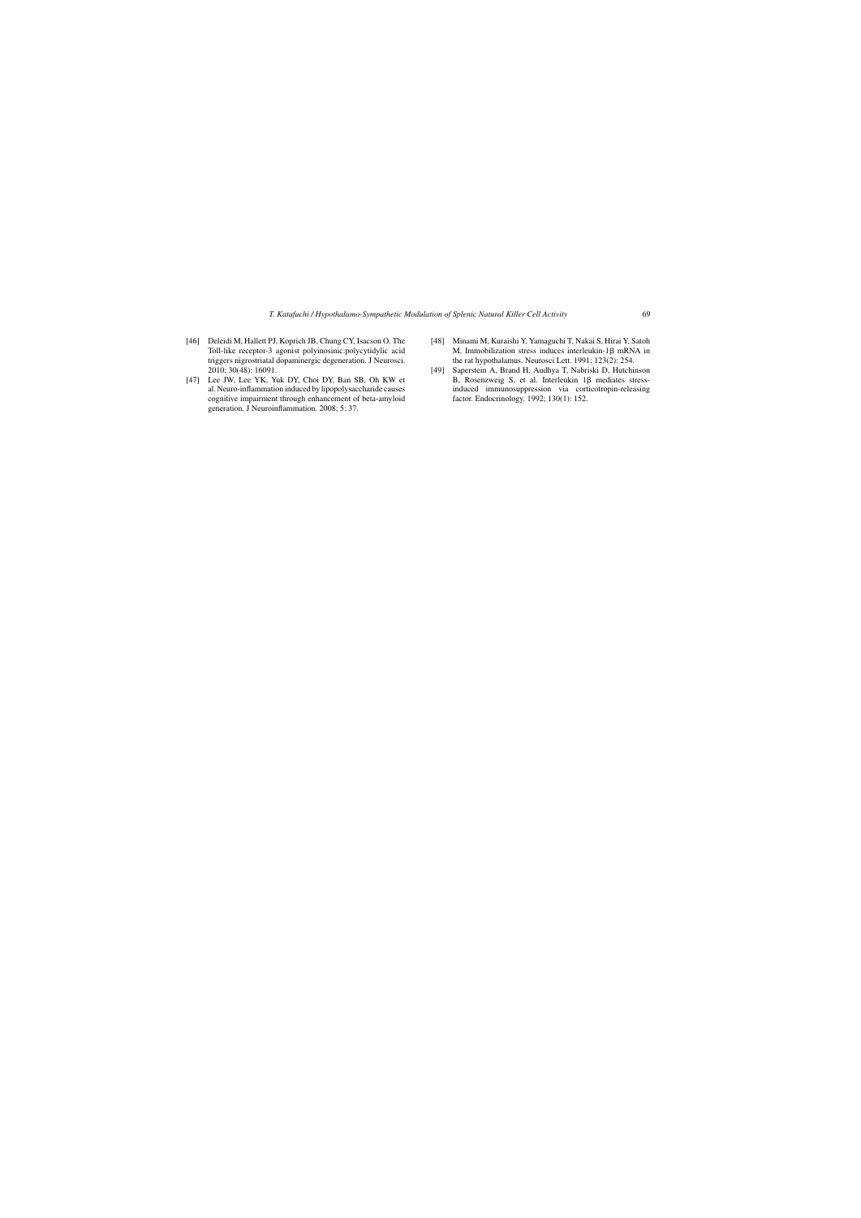[46] Deleidi M, Hallett PJ, Koprich JB, Chung CY, Isacson O. The Toll-like receptor-3 agonist polyinosinic:polycytidylic acid triggers nigrostriatal dopaminergic degeneration. J Neurosci. 2010; 30(48): 16091.

[47] Lee JW, Lee YK, Yuk DY, Choi DY, Ban SB, Oh KW et al. Neuro-inflammation induced by lipopolysaccharide causes cognitive impairment through enhancement of beta-amyloid generation. J Neuroinflammation. 2008; 5: 37.

[48] Minami M, Kuraishi Y, Yamaguchi T, Nakai S, Hirai Y, Satoh M. Immobilization stress induces interleukin-1β mRNA in the rat hypothalamus. Neurosci Lett. 1991; 123(2): 254.

[49] Saperstein A, Brand H, Audhya T, Nabriski D, Hutchinson B, Rosenzweig S, et al. Interleukin 1β mediates stress-induced immunosuppression via corticotropin-releasing factor. Endocrinology. 1992; 130(1): 152.